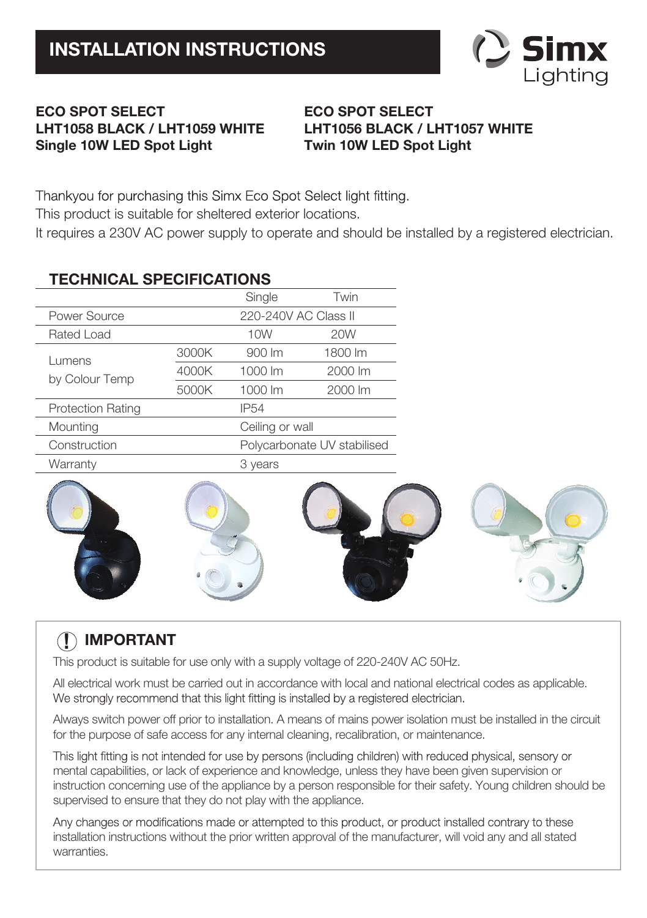# INSTALLATION INSTRUCTIONS

Simx Lighting

**ECO SPOT SELECT**
**LHT1058 BLACK / LHT1059 WHITE**
**Single 10W LED Spot Light**

**ECO SPOT SELECT**
**LHT1056 BLACK / LHT1057 WHITE**
**Twin 10W LED Spot Light**

Thankyou for purchasing this Simx Eco Spot Select light fitting.
This product is suitable for sheltered exterior locations.
It requires a 230V AC power supply to operate and should be installed by a registered electrician.

## TECHNICAL SPECIFICATIONS

| | | Single | Twin |
|---|---|---|---|
| Power Source | | 220-240V AC Class II | |
| Rated Load | | 10W | 20W |
| Lumens by Colour Temp | 3000K | 900 lm | 1800 lm |
| | 4000K | 1000 lm | 2000 lm |
| | 5000K | 1000 lm | 2000 lm |
| Protection Rating | | IP54 | |
| Mounting | | Ceiling or wall | |
| Construction | | Polycarbonate UV stabilised | |
| Warranty | | 3 years | |

## IMPORTANT

This product is suitable for use only with a supply voltage of 220-240V AC 50Hz.

All electrical work must be carried out in accordance with local and national electrical codes as applicable. We strongly recommend that this light fitting is installed by a registered electrician.

Always switch power off prior to installation. A means of mains power isolation must be installed in the circuit for the purpose of safe access for any internal cleaning, recalibration, or maintenance.

This light fitting is not intended for use by persons (including children) with reduced physical, sensory or mental capabilities, or lack of experience and knowledge, unless they have been given supervision or instruction concerning use of the appliance by a person responsible for their safety. Young children should be supervised to ensure that they do not play with the appliance.

Any changes or modifications made or attempted to this product, or product installed contrary to these installation instructions without the prior written approval of the manufacturer, will void any and all stated warranties.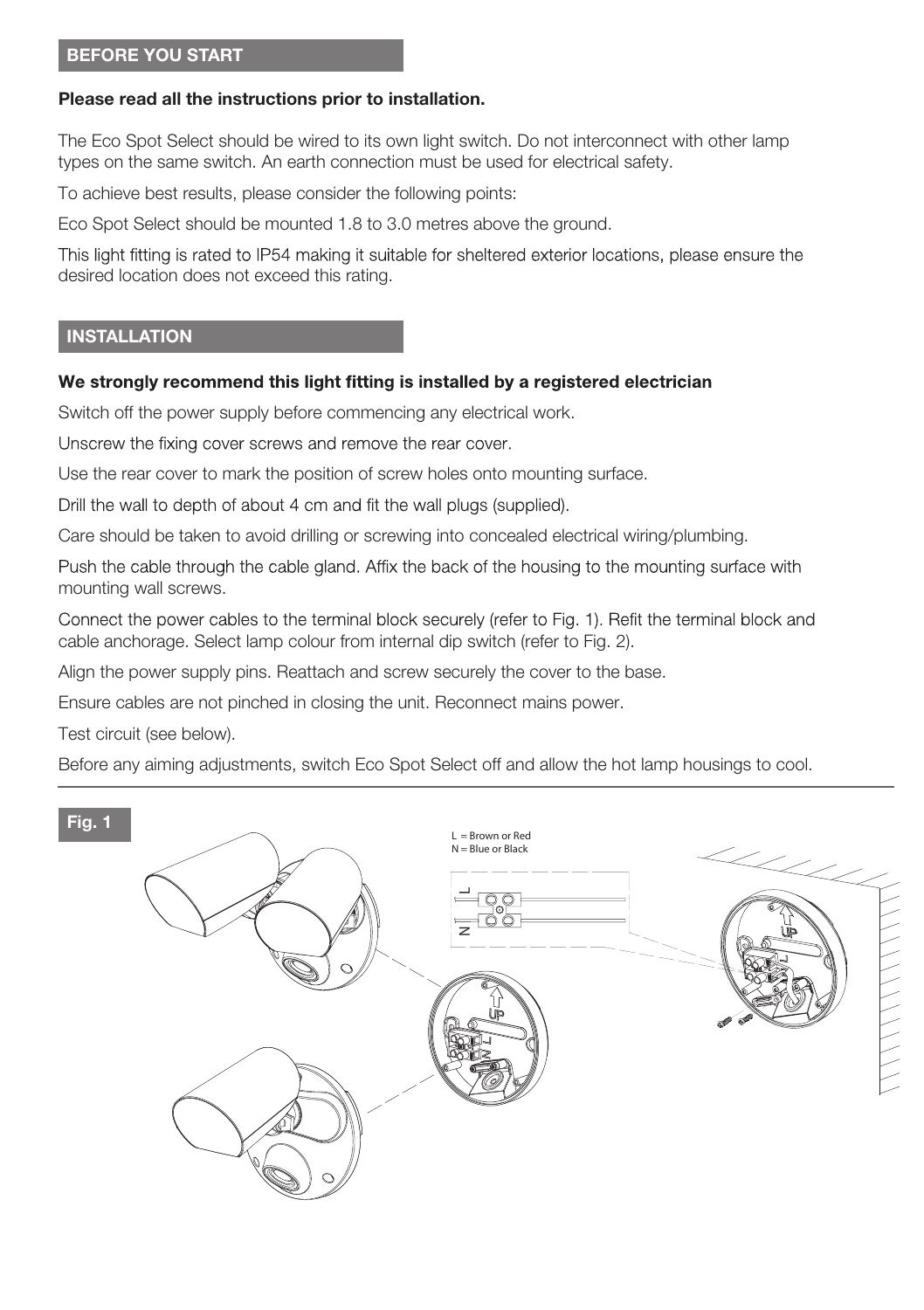## BEFORE YOU START

**Please read all the instructions prior to installation.**

The Eco Spot Select should be wired to its own light switch. Do not interconnect with other lamp types on the same switch. An earth connection must be used for electrical safety.

To achieve best results, please consider the following points:

Eco Spot Select should be mounted 1.8 to 3.0 metres above the ground.

This light fitting is rated to IP54 making it suitable for sheltered exterior locations, please ensure the desired location does not exceed this rating.

## INSTALLATION

**We strongly recommend this light fitting is installed by a registered electrician**

Switch off the power supply before commencing any electrical work.

Unscrew the fixing cover screws and remove the rear cover.

Use the rear cover to mark the position of screw holes onto mounting surface.

Drill the wall to depth of about 4 cm and fit the wall plugs (supplied).

Care should be taken to avoid drilling or screwing into concealed electrical wiring/plumbing.

Push the cable through the cable gland. Affix the back of the housing to the mounting surface with mounting wall screws.

Connect the power cables to the terminal block securely (refer to Fig. 1). Refit the terminal block and cable anchorage. Select lamp colour from internal dip switch (refer to Fig. 2).

Align the power supply pins. Reattach and screw securely the cover to the base.

Ensure cables are not pinched in closing the unit. Reconnect mains power.

Test circuit (see below).

Before any aiming adjustments, switch Eco Spot Select off and allow the hot lamp housings to cool.

**Fig. 1**

L = Brown or Red
N = Blue or Black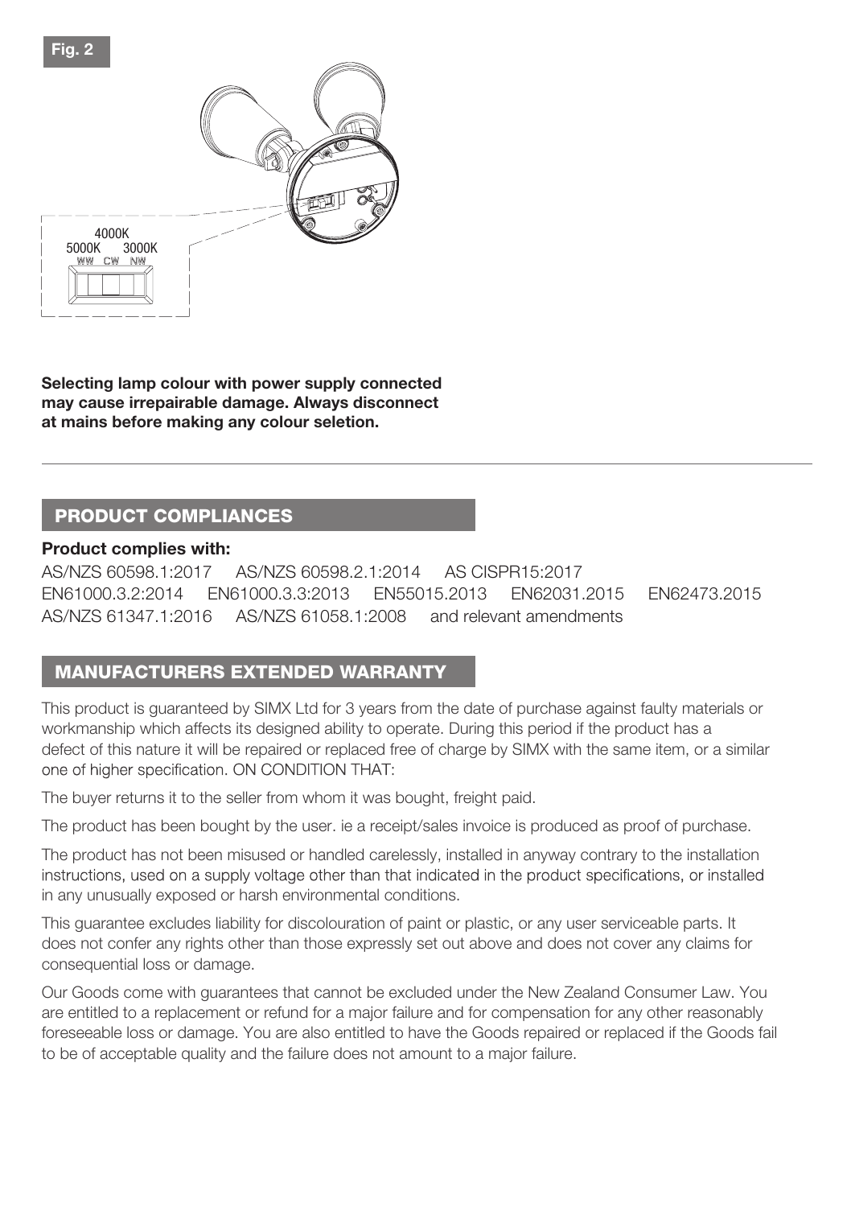Fig. 2

4000K
5000K 3000K
WW CW NW

**Selecting lamp colour with power supply connected may cause irrepairable damage. Always disconnect at mains before making any colour seletion.**

## PRODUCT COMPLIANCES

**Product complies with:**

AS/NZS 60598.1:2017 AS/NZS 60598.2.1:2014 AS CISPR15:2017
EN61000.3.2:2014 EN61000.3.3:2013 EN55015.2013 EN62031.2015 EN62473.2015
AS/NZS 61347.1:2016 AS/NZS 61058.1:2008 and relevant amendments

## MANUFACTURERS EXTENDED WARRANTY

This product is guaranteed by SIMX Ltd for 3 years from the date of purchase against faulty materials or workmanship which affects its designed ability to operate. During this period if the product has a defect of this nature it will be repaired or replaced free of charge by SIMX with the same item, or a similar one of higher specification. ON CONDITION THAT:

The buyer returns it to the seller from whom it was bought, freight paid.

The product has been bought by the user. ie a receipt/sales invoice is produced as proof of purchase.

The product has not been misused or handled carelessly, installed in anyway contrary to the installation instructions, used on a supply voltage other than that indicated in the product specifications, or installed in any unusually exposed or harsh environmental conditions.

This guarantee excludes liability for discolouration of paint or plastic, or any user serviceable parts. It does not confer any rights other than those expressly set out above and does not cover any claims for consequential loss or damage.

Our Goods come with guarantees that cannot be excluded under the New Zealand Consumer Law. You are entitled to a replacement or refund for a major failure and for compensation for any other reasonably foreseeable loss or damage. You are also entitled to have the Goods repaired or replaced if the Goods fail to be of acceptable quality and the failure does not amount to a major failure.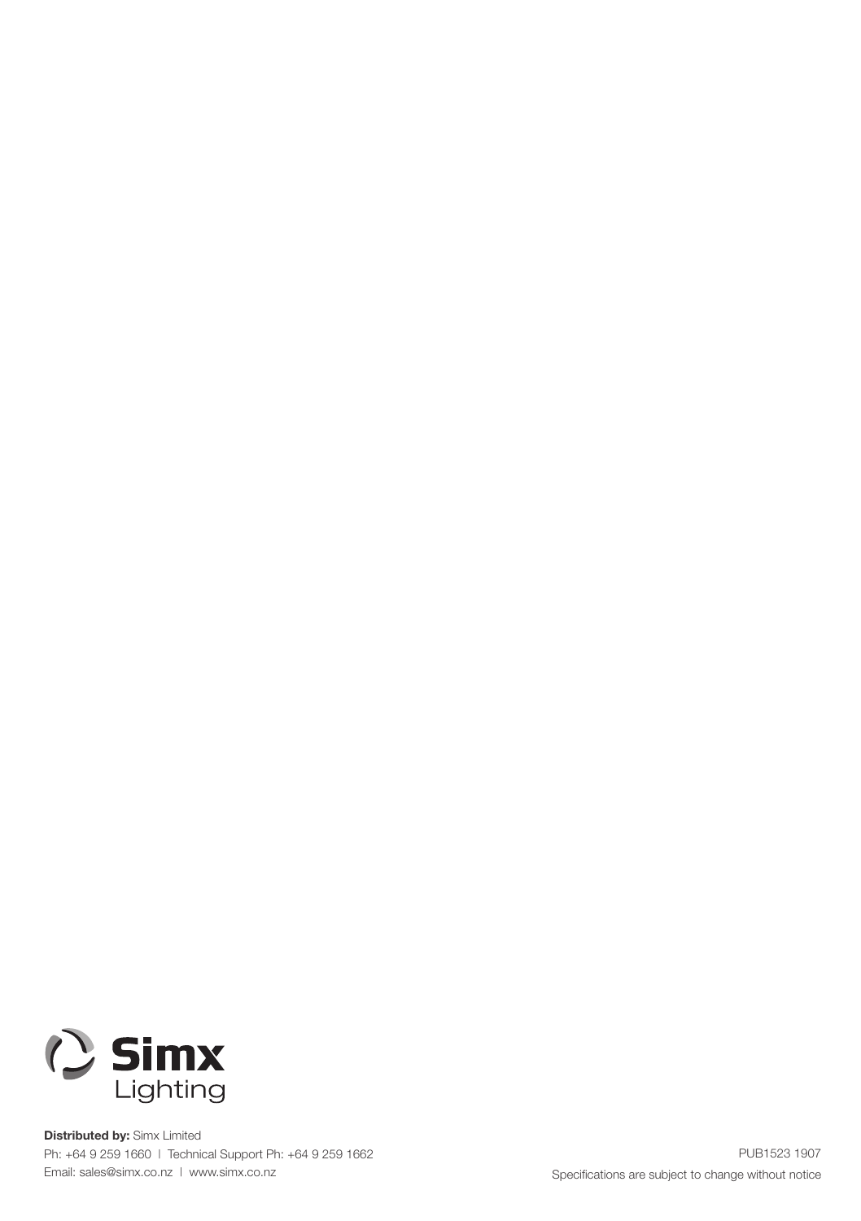Simx Lighting

**Distributed by:** Simx Limited
Ph: +64 9 259 1660 | Technical Support Ph: +64 9 259 1662
Email: sales@simx.co.nz | www.simx.co.nz

PUB1523 1907
Specifications are subject to change without notice